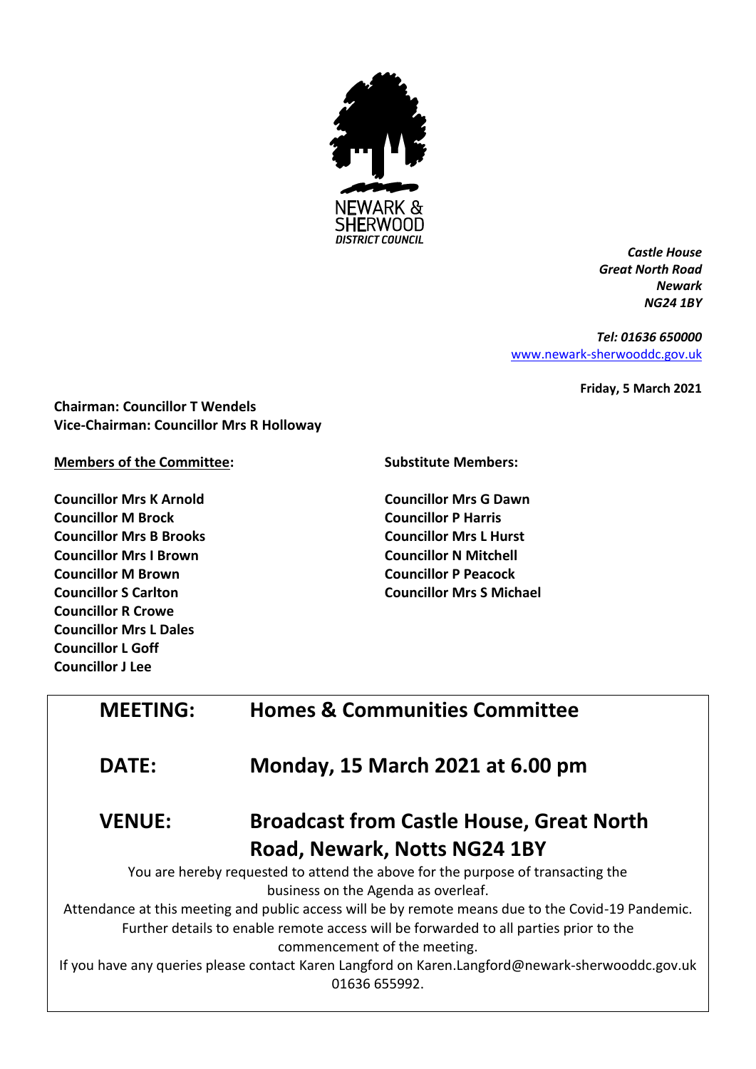NEWARK & SHERWOOD DISTRICT COUNCIL

*Castle House*
*Great North Road*
*Newark*
*NG24 1BY*

*Tel: 01636 650000*
[www.newark-sherwooddc.gov.uk](http://www.newark-sherwooddc.gov.uk)

**Friday, 5 March 2021**

**Chairman: Councillor T Wendels**
**Vice-Chairman: Councillor Mrs R Holloway**

**Members of the Committee:**

**Councillor Mrs K Arnold**
**Councillor M Brock**
**Councillor Mrs B Brooks**
**Councillor Mrs I Brown**
**Councillor M Brown**
**Councillor S Carlton**
**Councillor R Crowe**
**Councillor Mrs L Dales**
**Councillor L Goff**
**Councillor J Lee**

**Substitute Members:**

**Councillor Mrs G Dawn**
**Councillor P Harris**
**Councillor Mrs L Hurst**
**Councillor N Mitchell**
**Councillor P Peacock**
**Councillor Mrs S Michael**

## MEETING: Homes & Communities Committee

## DATE: Monday, 15 March 2021 at 6.00 pm

## VENUE: Broadcast from Castle House, Great North Road, Newark, Notts NG24 1BY

You are hereby requested to attend the above for the purpose of transacting the business on the Agenda as overleaf.

Attendance at this meeting and public access will be by remote means due to the Covid-19 Pandemic. Further details to enable remote access will be forwarded to all parties prior to the commencement of the meeting.

If you have any queries please contact Karen Langford on Karen.Langford@newark-sherwooddc.gov.uk 01636 655992.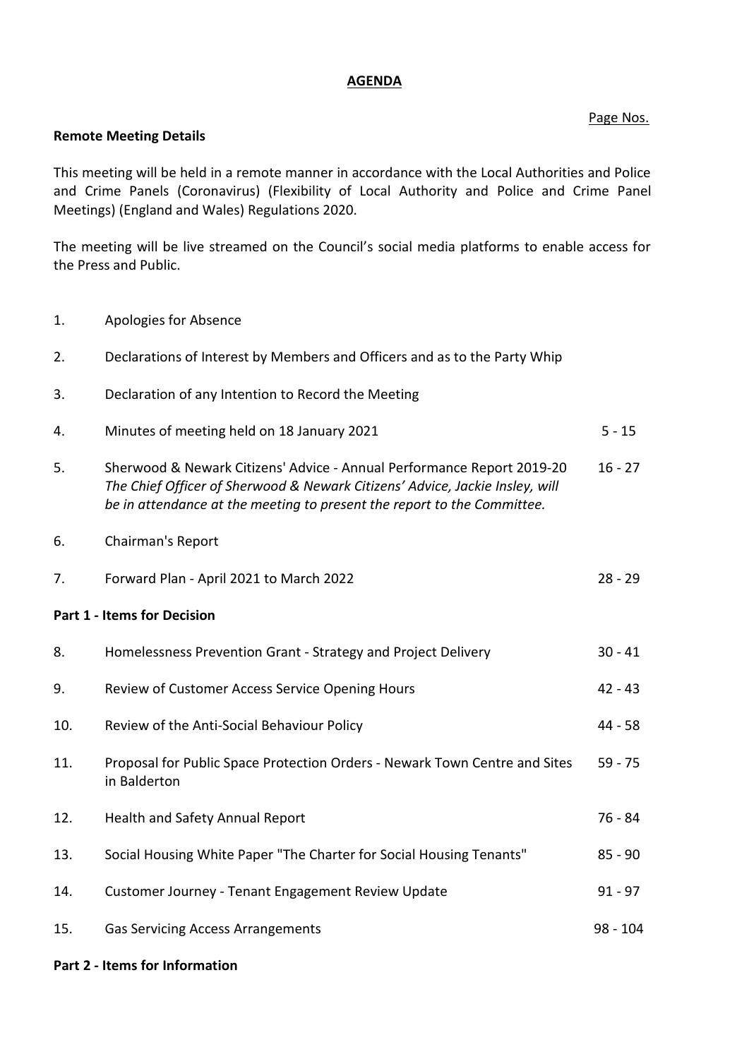# AGENDA

Page Nos.

**Remote Meeting Details**

This meeting will be held in a remote manner in accordance with the Local Authorities and Police and Crime Panels (Coronavirus) (Flexibility of Local Authority and Police and Crime Panel Meetings) (England and Wales) Regulations 2020.

The meeting will be live streamed on the Council's social media platforms to enable access for the Press and Public.

| | | |
|---|---|---|
| 1. | Apologies for Absence | |
| 2. | Declarations of Interest by Members and Officers and as to the Party Whip | |
| 3. | Declaration of any Intention to Record the Meeting | |
| 4. | Minutes of meeting held on 18 January 2021 | 5 - 15 |
| 5. | Sherwood & Newark Citizens' Advice - Annual Performance Report 2019-20 *The Chief Officer of Sherwood & Newark Citizens' Advice, Jackie Insley, will be in attendance at the meeting to present the report to the Committee.* | 16 - 27 |
| 6. | Chairman's Report | |
| 7. | Forward Plan - April 2021 to March 2022 | 28 - 29 |

**Part 1 - Items for Decision**

| | | |
|---|---|---|
| 8. | Homelessness Prevention Grant - Strategy and Project Delivery | 30 - 41 |
| 9. | Review of Customer Access Service Opening Hours | 42 - 43 |
| 10. | Review of the Anti-Social Behaviour Policy | 44 - 58 |
| 11. | Proposal for Public Space Protection Orders - Newark Town Centre and Sites in Balderton | 59 - 75 |
| 12. | Health and Safety Annual Report | 76 - 84 |
| 13. | Social Housing White Paper "The Charter for Social Housing Tenants" | 85 - 90 |
| 14. | Customer Journey - Tenant Engagement Review Update | 91 - 97 |
| 15. | Gas Servicing Access Arrangements | 98 - 104 |

**Part 2 - Items for Information**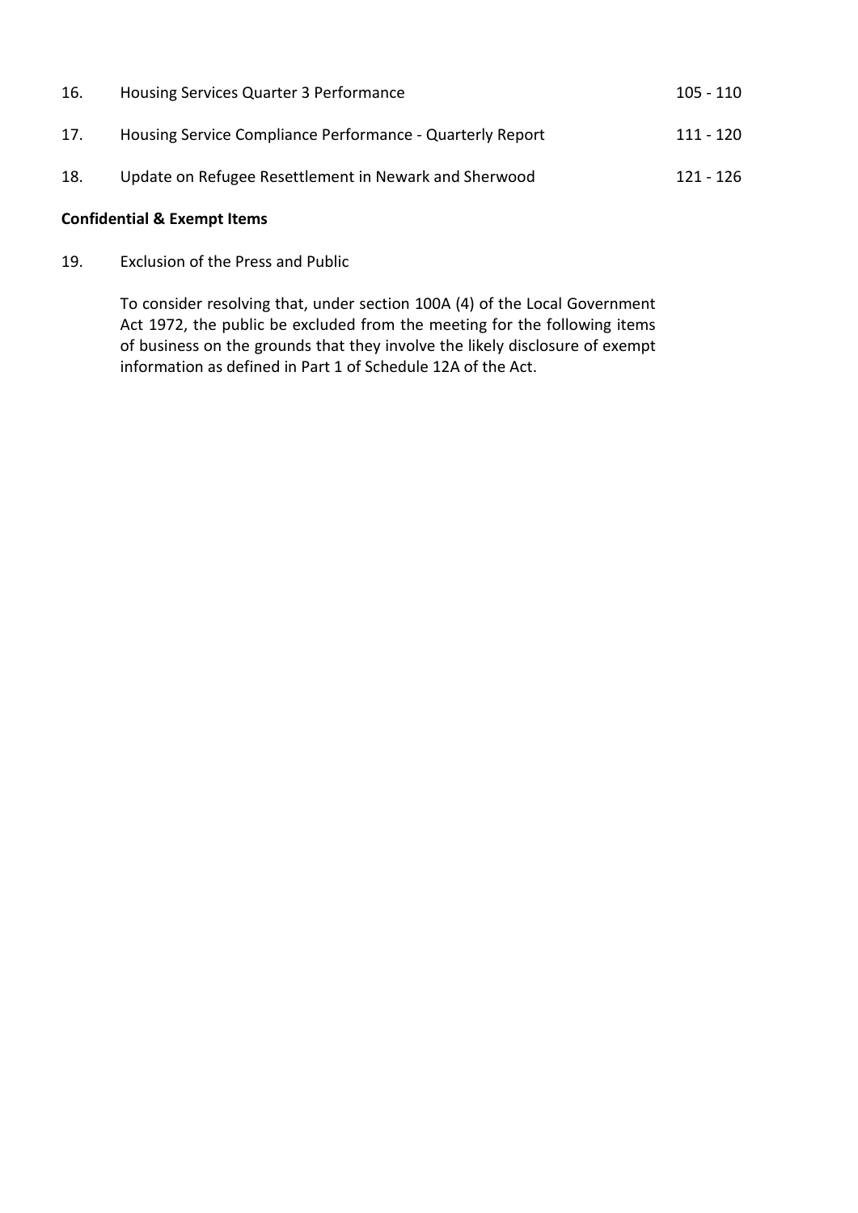| | | |
|---|---|---|
| 16. | Housing Services Quarter 3 Performance | 105 - 110 |
| 17. | Housing Service Compliance Performance - Quarterly Report | 111 - 120 |
| 18. | Update on Refugee Resettlement in Newark and Sherwood | 121 - 126 |

**Confidential & Exempt Items**

19. Exclusion of the Press and Public

To consider resolving that, under section 100A (4) of the Local Government Act 1972, the public be excluded from the meeting for the following items of business on the grounds that they involve the likely disclosure of exempt information as defined in Part 1 of Schedule 12A of the Act.